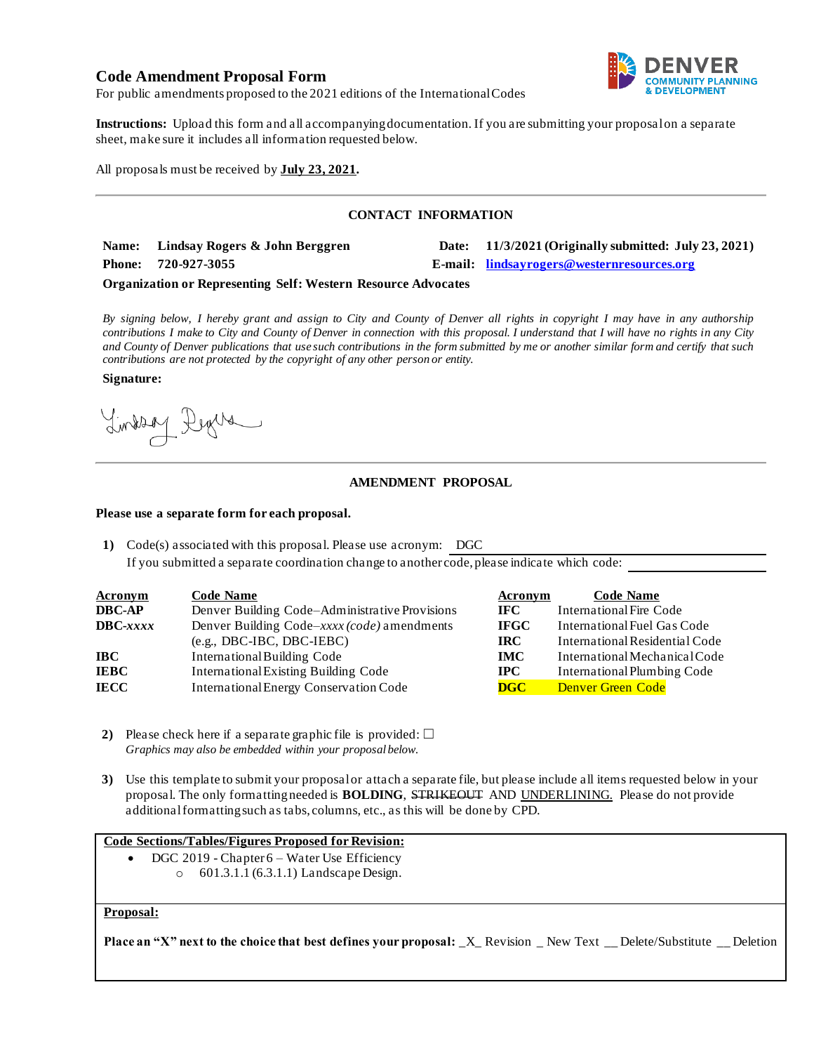# Code Amendment Proposal Form

For public amendments proposed to the 2021 editions of the International Codes

**Instructions:** Upload this form and all accompanying documentation. If you are submitting your proposal on a separate sheet, make sure it includes all information requested below.

All proposals must be received by **July 23, 2021.**

---

## CONTACT INFORMATION

**Name:** **Lindsay Rogers & John Berggren** **Date:** **11/3/2021 (Originally submitted: July 23, 2021)**

**Phone:** **720-927-3055** **E-mail:** **lindsayrogers@westernresources.org**

**Organization or Representing Self: Western Resource Advocates**

*By signing below, I hereby grant and assign to City and County of Denver all rights in copyright I may have in any authorship contributions I make to City and County of Denver in connection with this proposal. I understand that I will have no rights in any City and County of Denver publications that use such contributions in the form submitted by me or another similar form and certify that such contributions are not protected by the copyright of any other person or entity.*

**Signature:**

---

## AMENDMENT PROPOSAL

**Please use a separate form for each proposal.**

1) Code(s) associated with this proposal. Please use acronym: DGC
   If you submitted a separate coordination change to another code, please indicate which code:

| Acronym | Code Name | Acronym | Code Name |
|---|---|---|---|
| **DBC-AP** | Denver Building Code–Administrative Provisions | **IFC** | International Fire Code |
| **DBC-*xxxx*** | Denver Building Code–*xxxx (code)* amendments (e.g., DBC-IBC, DBC-IEBC) | **IFGC** | International Fuel Gas Code |
| **IBC** | International Building Code | **IRC** | International Residential Code |
| **IEBC** | International Existing Building Code | **IMC** | International Mechanical Code |
| **IECC** | International Energy Conservation Code | **IPC** | International Plumbing Code |
| | | **DGC** | Denver Green Code |

2) Please check here if a separate graphic file is provided: ☐
   *Graphics may also be embedded within your proposal below.*

3) Use this template to submit your proposal or attach a separate file, but please include all items requested below in your proposal. The only formatting needed is **BOLDING**, ~~STRIKEOUT~~ AND UNDERLINING. Please do not provide additional formatting such as tabs, columns, etc., as this will be done by CPD.

**Code Sections/Tables/Figures Proposed for Revision:**

- DGC 2019 - Chapter 6 – Water Use Efficiency
  - 601.3.1.1 (6.3.1.1) Landscape Design.

**Proposal:**

**Place an "X" next to the choice that best defines your proposal:** _X_ Revision _ New Text __ Delete/Substitute __ Deletion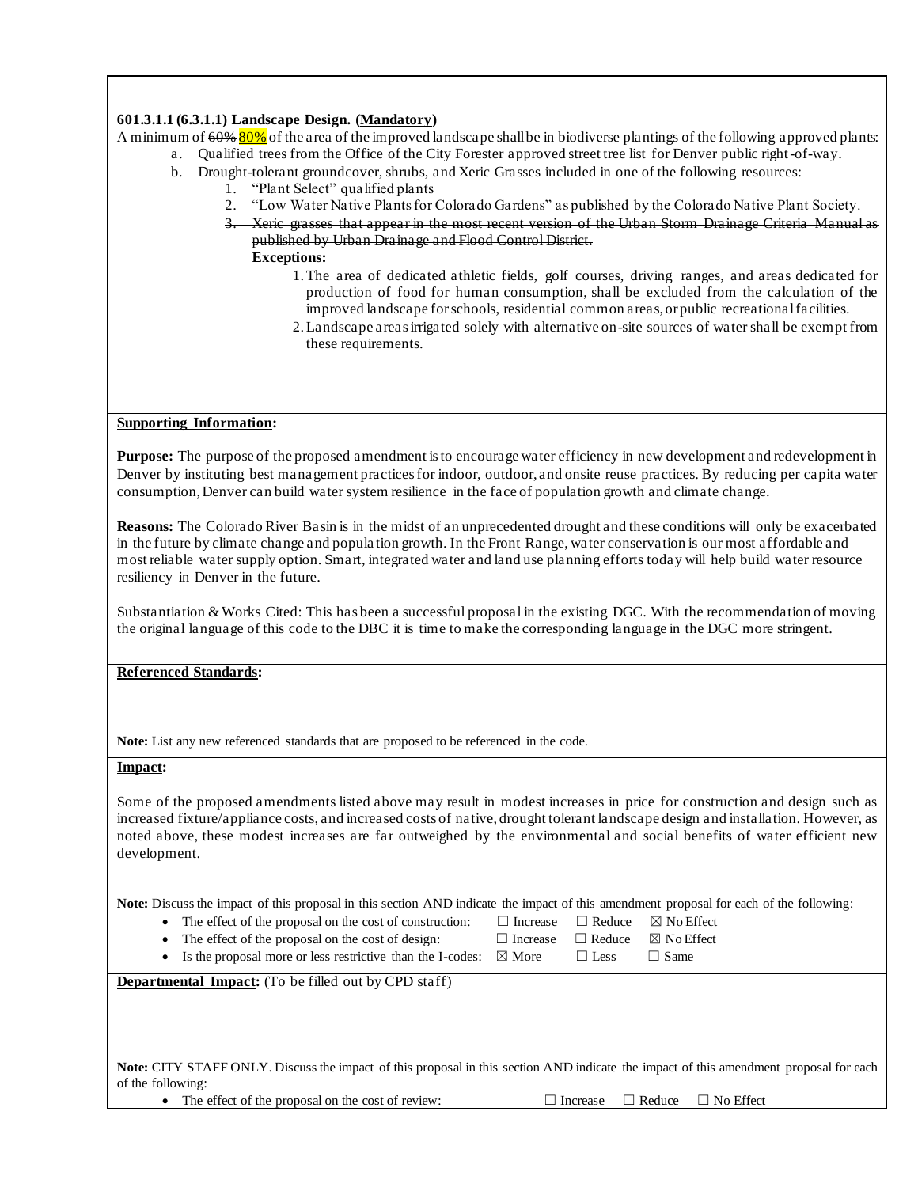**601.3.1.1 (6.3.1.1) Landscape Design. (Mandatory)**

A minimum of ~~60%~~ 80% of the area of the improved landscape shall be in biodiverse plantings of the following approved plants:

a. Qualified trees from the Office of the City Forester approved street tree list for Denver public right-of-way.
b. Drought-tolerant groundcover, shrubs, and Xeric Grasses included in one of the following resources:
    1. "Plant Select" qualified plants
    2. "Low Water Native Plants for Colorado Gardens" as published by the Colorado Native Plant Society.
    3. ~~Xeric grasses that appear in the most recent version of the Urban Storm Drainage Criteria Manual as published by Urban Drainage and Flood Control District.~~

**Exceptions:**

1. The area of dedicated athletic fields, golf courses, driving ranges, and areas dedicated for production of food for human consumption, shall be excluded from the calculation of the improved landscape for schools, residential common areas, or public recreational facilities.
2. Landscape areas irrigated solely with alternative on-site sources of water shall be exempt from these requirements.

**Supporting Information:**

**Purpose:** The purpose of the proposed amendment is to encourage water efficiency in new development and redevelopment in Denver by instituting best management practices for indoor, outdoor, and onsite reuse practices. By reducing per capita water consumption, Denver can build water system resilience in the face of population growth and climate change.

**Reasons:** The Colorado River Basin is in the midst of an unprecedented drought and these conditions will only be exacerbated in the future by climate change and population growth. In the Front Range, water conservation is our most affordable and most reliable water supply option. Smart, integrated water and land use planning efforts today will help build water resource resiliency in Denver in the future.

Substantiation & Works Cited: This has been a successful proposal in the existing DGC. With the recommendation of moving the original language of this code to the DBC it is time to make the corresponding language in the DGC more stringent.

**Referenced Standards:**

**Note:** List any new referenced standards that are proposed to be referenced in the code.

**Impact:**

Some of the proposed amendments listed above may result in modest increases in price for construction and design such as increased fixture/appliance costs, and increased costs of native, drought tolerant landscape design and installation. However, as noted above, these modest increases are far outweighed by the environmental and social benefits of water efficient new development.

**Note:** Discuss the impact of this proposal in this section AND indicate the impact of this amendment proposal for each of the following:

- The effect of the proposal on the cost of construction: ☐ Increase ☐ Reduce ☒ No Effect
- The effect of the proposal on the cost of design: ☐ Increase ☐ Reduce ☒ No Effect
- Is the proposal more or less restrictive than the I-codes: ☒ More ☐ Less ☐ Same

**Departmental Impact:** (To be filled out by CPD staff)

**Note:** CITY STAFF ONLY. Discuss the impact of this proposal in this section AND indicate the impact of this amendment proposal for each of the following:

- The effect of the proposal on the cost of review: ☐ Increase ☐ Reduce ☐ No Effect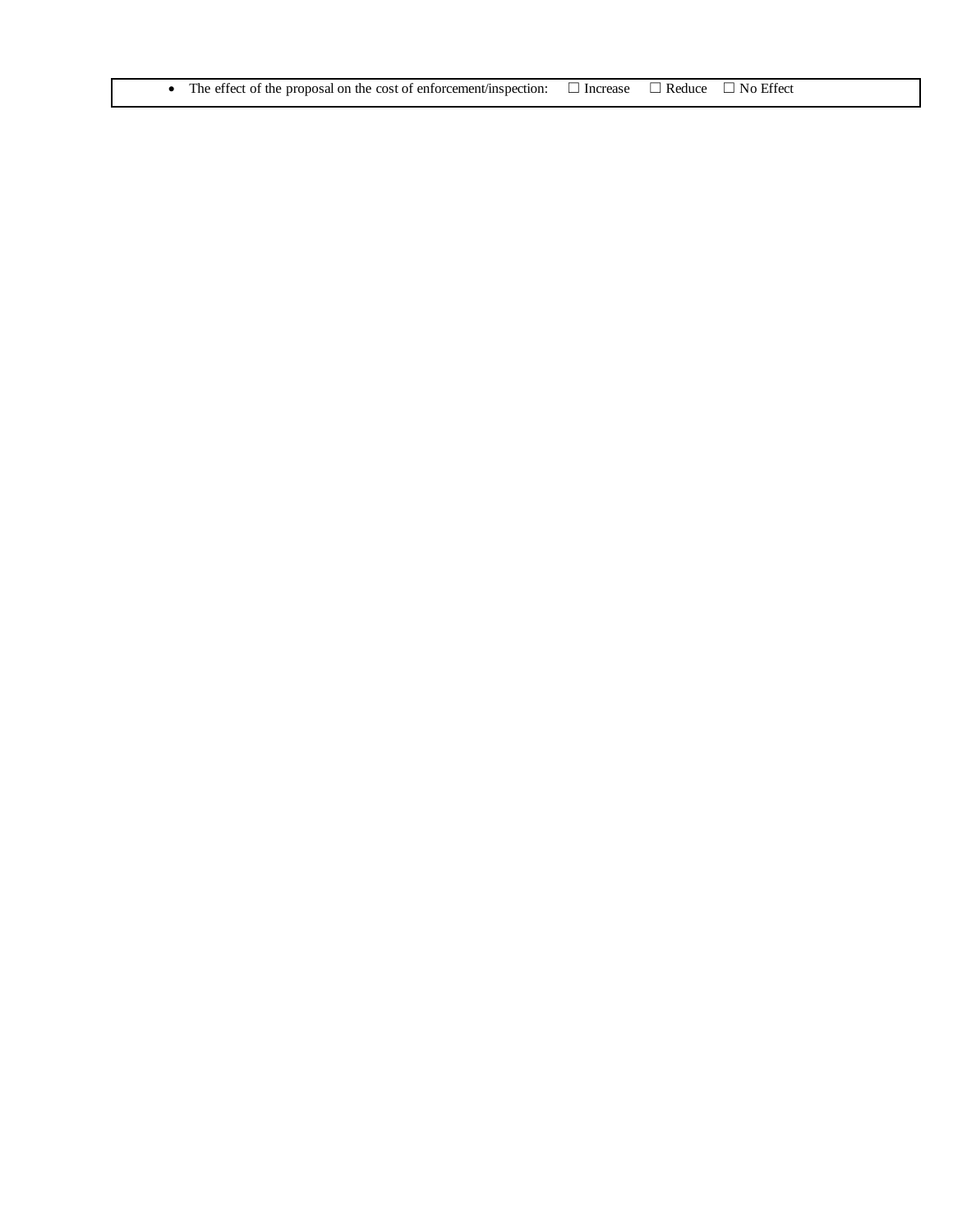- The effect of the proposal on the cost of enforcement/inspection: ☐ Increase ☐ Reduce ☐ No Effect